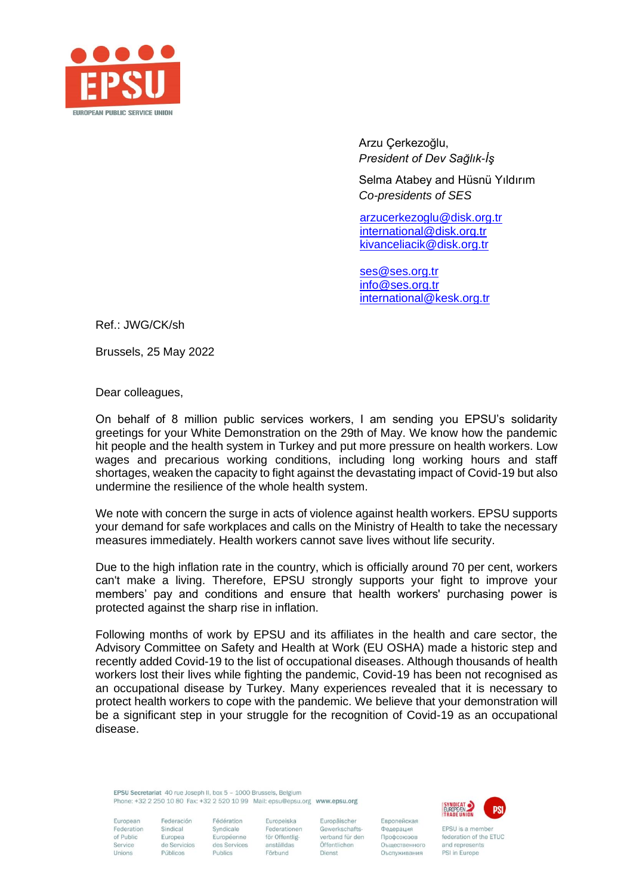Arzu Çerkezoğlu,
*President of Dev Sağlık-İş*

Selma Atabey and Hüsnü Yıldırım
*Co-presidents of SES*

arzucerkezoglu@disk.org.tr
international@disk.org.tr
kivanceliacik@disk.org.tr

ses@ses.org.tr
info@ses.org.tr
international@kesk.org.tr

Ref.: JWG/CK/sh

Brussels, 25 May 2022

Dear colleagues,

On behalf of 8 million public services workers, I am sending you EPSU's solidarity greetings for your White Demonstration on the 29th of May. We know how the pandemic hit people and the health system in Turkey and put more pressure on health workers. Low wages and precarious working conditions, including long working hours and staff shortages, weaken the capacity to fight against the devastating impact of Covid-19 but also undermine the resilience of the whole health system.

We note with concern the surge in acts of violence against health workers. EPSU supports your demand for safe workplaces and calls on the Ministry of Health to take the necessary measures immediately. Health workers cannot save lives without life security.

Due to the high inflation rate in the country, which is officially around 70 per cent, workers can't make a living. Therefore, EPSU strongly supports your fight to improve your members' pay and conditions and ensure that health workers' purchasing power is protected against the sharp rise in inflation.

Following months of work by EPSU and its affiliates in the health and care sector, the Advisory Committee on Safety and Health at Work (EU OSHA) made a historic step and recently added Covid-19 to the list of occupational diseases. Although thousands of health workers lost their lives while fighting the pandemic, Covid-19 has been not recognised as an occupational disease by Turkey. Many experiences revealed that it is necessary to protect health workers to cope with the pandemic. We believe that your demonstration will be a significant step in your struggle for the recognition of Covid-19 as an occupational disease.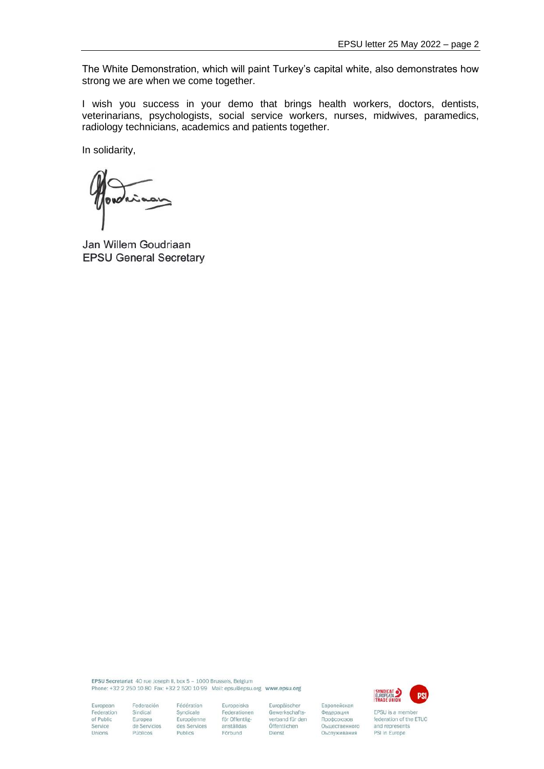The White Demonstration, which will paint Turkey's capital white, also demonstrates how strong we are when we come together.

I wish you success in your demo that brings health workers, doctors, dentists, veterinarians, psychologists, social service workers, nurses, midwives, paramedics, radiology technicians, academics and patients together.

In solidarity,

Jan Willem Goudriaan
EPSU General Secretary